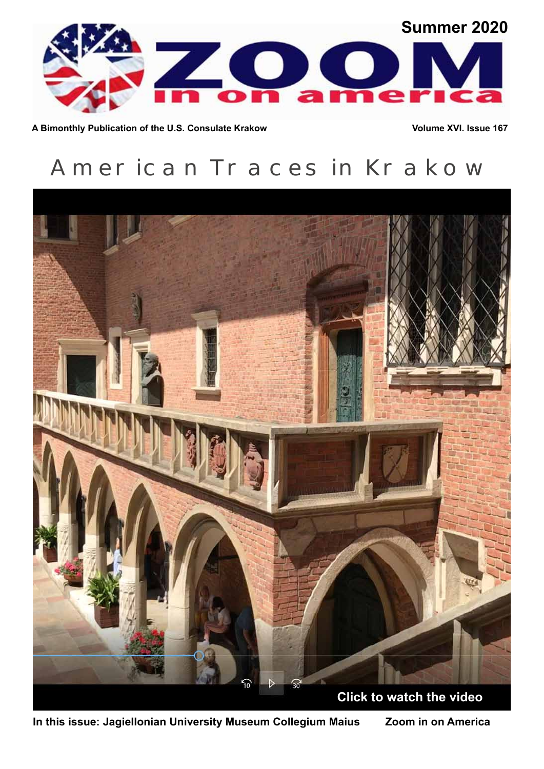Summer 2020

# ZOOM in on america

**A Bimonthly Publication of the U.S. Consulate Krakow** **Volume XVI. Issue 167**

## American Traces in Krakow

**Click to watch the video**

**In this issue: Jagiellonian University Museum Collegium Maius** **Zoom in on America**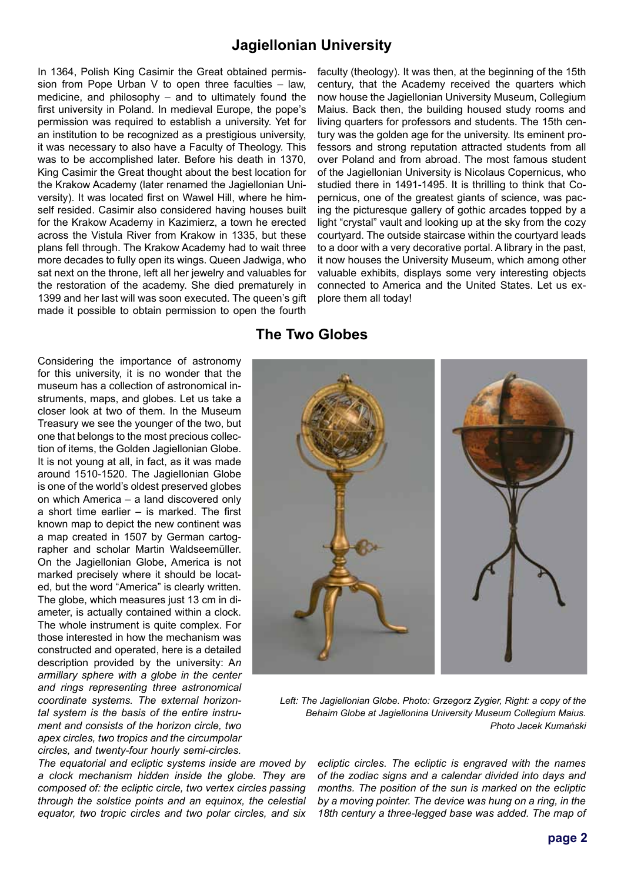## Jagiellonian University

In 1364, Polish King Casimir the Great obtained permission from Pope Urban V to open three faculties – law, medicine, and philosophy – and to ultimately found the first university in Poland. In medieval Europe, the pope's permission was required to establish a university. Yet for an institution to be recognized as a prestigious university, it was necessary to also have a Faculty of Theology. This was to be accomplished later. Before his death in 1370, King Casimir the Great thought about the best location for the Krakow Academy (later renamed the Jagiellonian University). It was located first on Wawel Hill, where he himself resided. Casimir also considered having houses built for the Krakow Academy in Kazimierz, a town he erected across the Vistula River from Krakow in 1335, but these plans fell through. The Krakow Academy had to wait three more decades to fully open its wings. Queen Jadwiga, who sat next on the throne, left all her jewelry and valuables for the restoration of the academy. She died prematurely in 1399 and her last will was soon executed. The queen's gift made it possible to obtain permission to open the fourth faculty (theology). It was then, at the beginning of the 15th century, that the Academy received the quarters which now house the Jagiellonian University Museum, Collegium Maius. Back then, the building housed study rooms and living quarters for professors and students. The 15th century was the golden age for the university. Its eminent professors and strong reputation attracted students from all over Poland and from abroad. The most famous student of the Jagiellonian University is Nicolaus Copernicus, who studied there in 1491-1495. It is thrilling to think that Copernicus, one of the greatest giants of science, was pacing the picturesque gallery of gothic arcades topped by a light "crystal" vault and looking up at the sky from the cozy courtyard. The outside staircase within the courtyard leads to a door with a very decorative portal. A library in the past, it now houses the University Museum, which among other valuable exhibits, displays some very interesting objects connected to America and the United States. Let us explore them all today!

## The Two Globes

Considering the importance of astronomy for this university, it is no wonder that the museum has a collection of astronomical instruments, maps, and globes. Let us take a closer look at two of them. In the Museum Treasury we see the younger of the two, but one that belongs to the most precious collection of items, the Golden Jagiellonian Globe. It is not young at all, in fact, as it was made around 1510-1520. The Jagiellonian Globe is one of the world's oldest preserved globes on which America – a land discovered only a short time earlier – is marked. The first known map to depict the new continent was a map created in 1507 by German cartographer and scholar Martin Waldseemüller. On the Jagiellonian Globe, America is not marked precisely where it should be located, but the word "America" is clearly written. The globe, which measures just 13 cm in diameter, is actually contained within a clock. The whole instrument is quite complex. For those interested in how the mechanism was constructed and operated, here is a detailed description provided by the university: *An armillary sphere with a globe in the center and rings representing three astronomical coordinate systems. The external horizontal system is the basis of the entire instrument and consists of the horizon circle, two apex circles, two tropics and the circumpolar circles, and twenty-four hourly semi-circles. The equatorial and ecliptic systems inside are moved by a clock mechanism hidden inside the globe. They are composed of: the ecliptic circle, two vertex circles passing through the solstice points and an equinox, the celestial equator, two tropic circles and two polar circles, and six ecliptic circles. The ecliptic is engraved with the names of the zodiac signs and a calendar divided into days and months. The position of the sun is marked on the ecliptic by a moving pointer. The device was hung on a ring, in the 18th century a three-legged base was added. The map of*

*Left: The Jagiellonian Globe. Photo: Grzegorz Zygier, Right: a copy of the Behaim Globe at Jagiellonina University Museum Collegium Maius. Photo Jacek Kumański*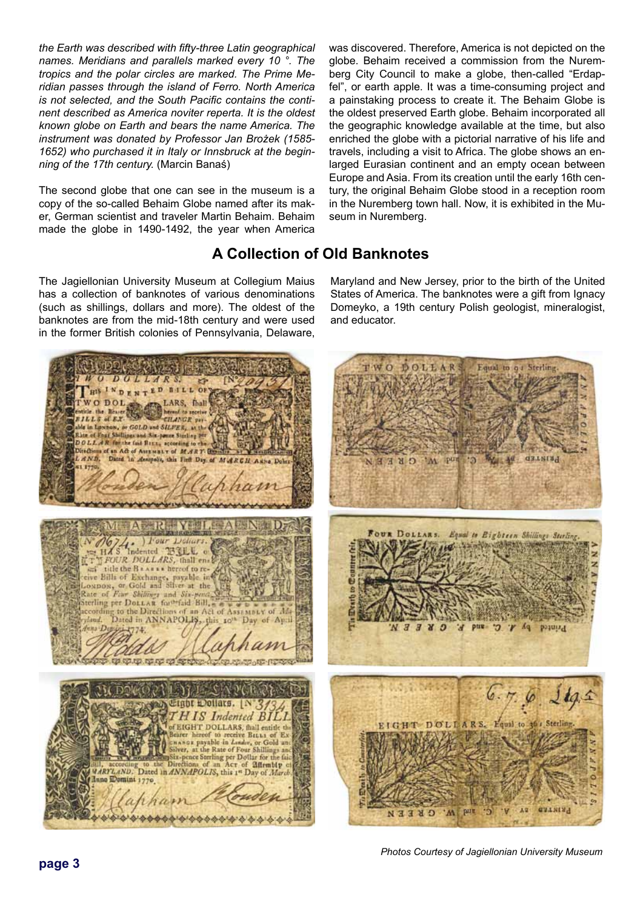*the Earth was described with fifty-three Latin geographical names. Meridians and parallels marked every 10 °. The tropics and the polar circles are marked. The Prime Meridian passes through the island of Ferro. North America is not selected, and the South Pacific contains the continent described as America noviter reperta. It is the oldest known globe on Earth and bears the name America. The instrument was donated by Professor Jan Brożek (1585-1652) who purchased it in Italy or Innsbruck at the beginning of the 17th century.* (Marcin Banaś)

The second globe that one can see in the museum is a copy of the so-called Behaim Globe named after its maker, German scientist and traveler Martin Behaim. Behaim made the globe in 1490-1492, the year when America was discovered. Therefore, America is not depicted on the globe. Behaim received a commission from the Nuremberg City Council to make a globe, then-called "Erdapfel", or earth apple. It was a time-consuming project and a painstaking process to create it. The Behaim Globe is the oldest preserved Earth globe. Behaim incorporated all the geographic knowledge available at the time, but also enriched the globe with a pictorial narrative of his life and travels, including a visit to Africa. The globe shows an enlarged Eurasian continent and an empty ocean between Europe and Asia. From its creation until the early 16th century, the original Behaim Globe stood in a reception room in the Nuremberg town hall. Now, it is exhibited in the Museum in Nuremberg.

## A Collection of Old Banknotes

The Jagiellonian University Museum at Collegium Maius has a collection of banknotes of various denominations (such as shillings, dollars and more). The oldest of the banknotes are from the mid-18th century and were used in the former British colonies of Pennsylvania, Delaware, Maryland and New Jersey, prior to the birth of the United States of America. The banknotes were a gift from Ignacy Domeyko, a 19th century Polish geologist, mineralogist, and educator.

*Photos Courtesy of Jagiellonian University Museum*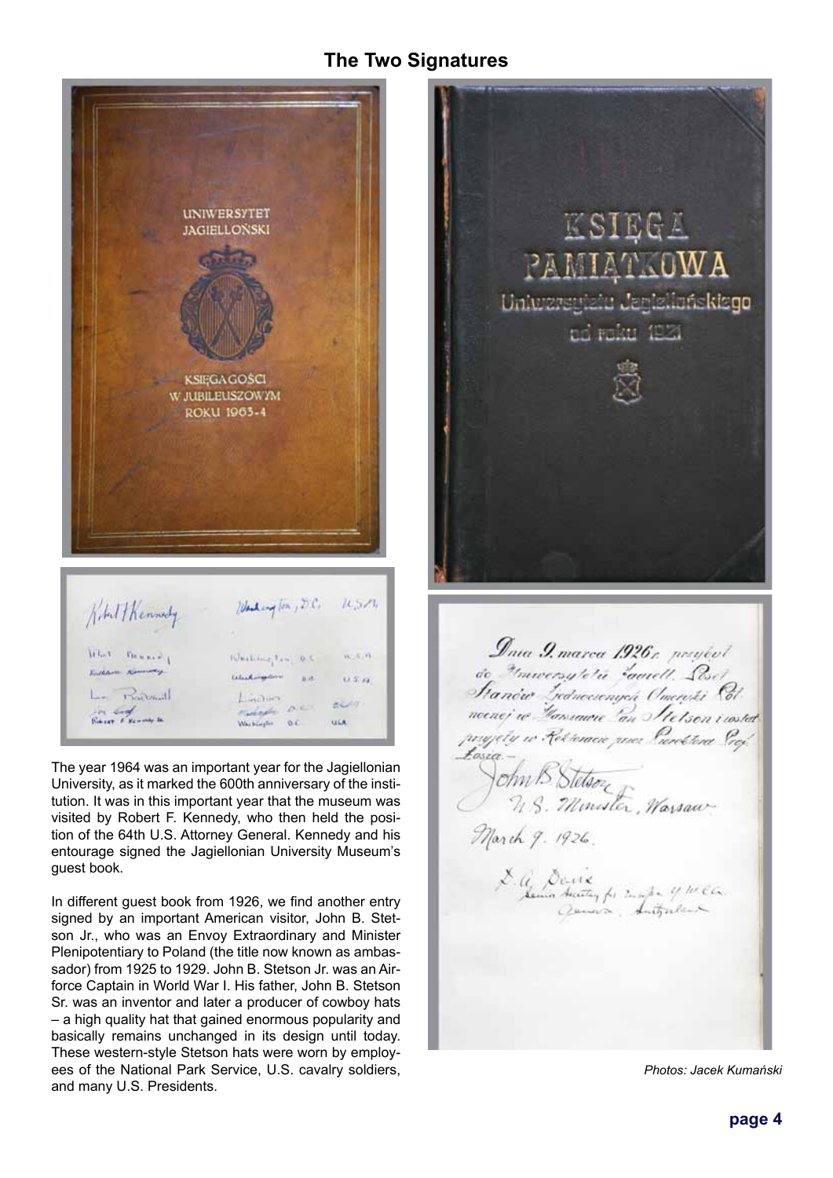## The Two Signatures

The year 1964 was an important year for the Jagiellonian University, as it marked the 600th anniversary of the institution. It was in this important year that the museum was visited by Robert F. Kennedy, who then held the position of the 64th U.S. Attorney General. Kennedy and his entourage signed the Jagiellonian University Museum's guest book.

In different guest book from 1926, we find another entry signed by an important American visitor, John B. Stetson Jr., who was an Envoy Extraordinary and Minister Plenipotentiary to Poland (the title now known as ambassador) from 1925 to 1929. John B. Stetson Jr. was an Airforce Captain in World War I. His father, John B. Stetson Sr. was an inventor and later a producer of cowboy hats – a high quality hat that gained enormous popularity and basically remains unchanged in its design until today. These western-style Stetson hats were worn by employees of the National Park Service, U.S. cavalry soldiers, and many U.S. Presidents.

*Photos: Jacek Kumański*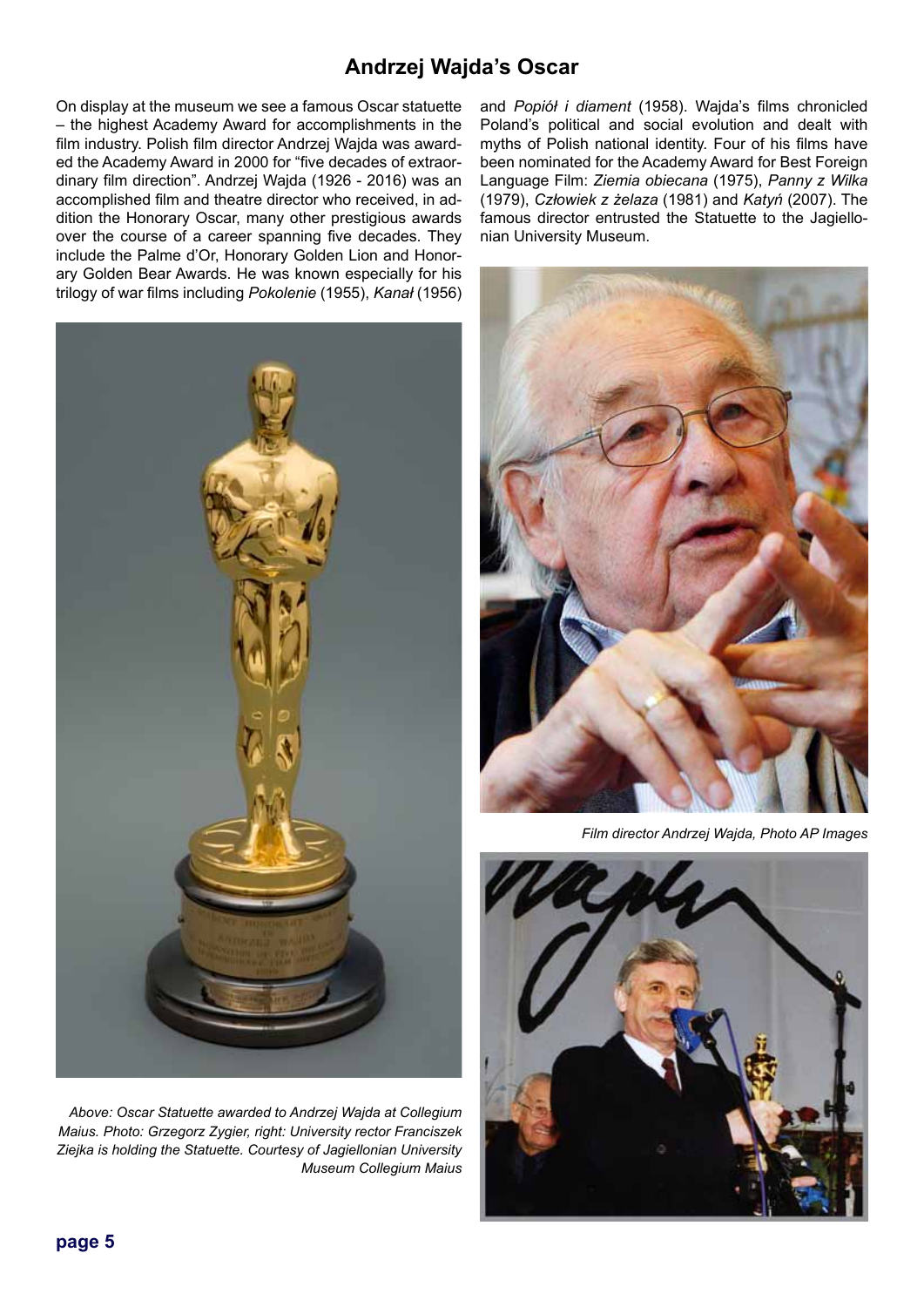## Andrzej Wajda's Oscar

On display at the museum we see a famous Oscar statuette – the highest Academy Award for accomplishments in the film industry. Polish film director Andrzej Wajda was awarded the Academy Award in 2000 for "five decades of extraordinary film direction". Andrzej Wajda (1926 - 2016) was an accomplished film and theatre director who received, in addition the Honorary Oscar, many other prestigious awards over the course of a career spanning five decades. They include the Palme d'Or, Honorary Golden Lion and Honorary Golden Bear Awards. He was known especially for his trilogy of war films including *Pokolenie* (1955), *Kanał* (1956) and *Popiół i diament* (1958). Wajda's films chronicled Poland's political and social evolution and dealt with myths of Polish national identity. Four of his films have been nominated for the Academy Award for Best Foreign Language Film: *Ziemia obiecana* (1975), *Panny z Wilka* (1979), *Człowiek z żelaza* (1981) and *Katyń* (2007). The famous director entrusted the Statuette to the Jagiellonian University Museum.

*Above: Oscar Statuette awarded to Andrzej Wajda at Collegium Maius. Photo: Grzegorz Zygier, right: University rector Franciszek Ziejka is holding the Statuette. Courtesy of Jagiellonian University Museum Collegium Maius*

*Film director Andrzej Wajda, Photo AP Images*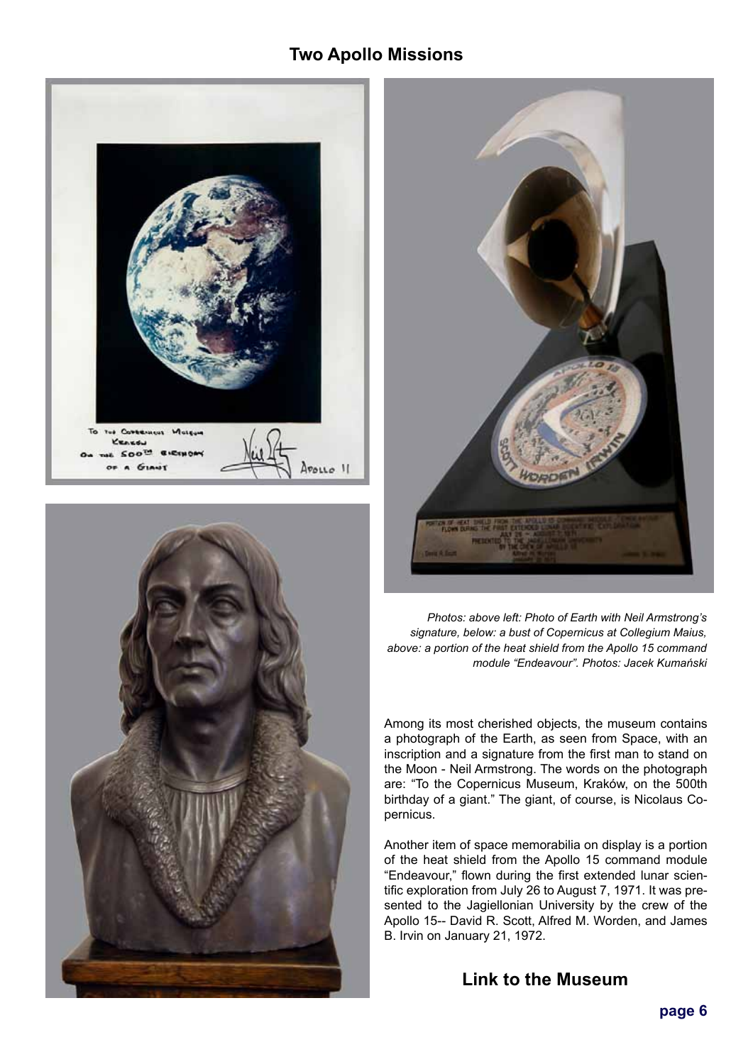## Two Apollo Missions

*Photos: above left: Photo of Earth with Neil Armstrong's signature, below: a bust of Copernicus at Collegium Maius, above: a portion of the heat shield from the Apollo 15 command module "Endeavour". Photos: Jacek Kumański*

Among its most cherished objects, the museum contains a photograph of the Earth, as seen from Space, with an inscription and a signature from the first man to stand on the Moon - Neil Armstrong. The words on the photograph are: "To the Copernicus Museum, Kraków, on the 500th birthday of a giant." The giant, of course, is Nicolaus Copernicus.

Another item of space memorabilia on display is a portion of the heat shield from the Apollo 15 command module "Endeavour," flown during the first extended lunar scientific exploration from July 26 to August 7, 1971. It was presented to the Jagiellonian University by the crew of the Apollo 15-- David R. Scott, Alfred M. Worden, and James B. Irvin on January 21, 1972.

### Link to the Museum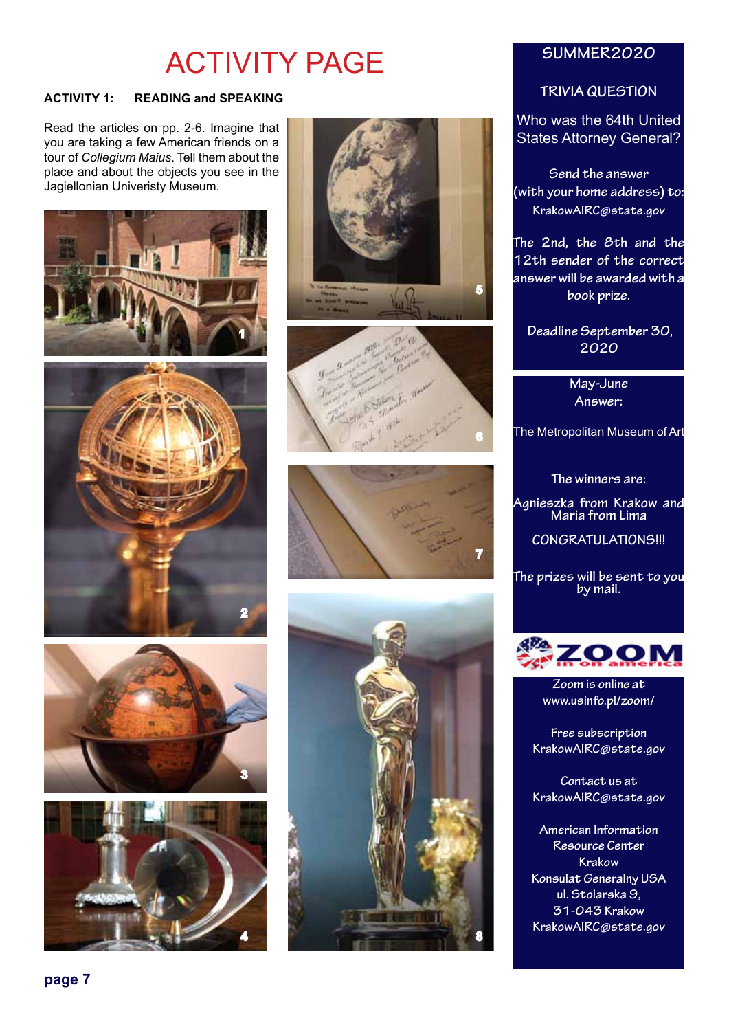# ACTIVITY PAGE

**ACTIVITY 1: READING and SPEAKING**

Read the articles on pp. 2-6. Imagine that you are taking a few American friends on a tour of *Collegium Maius*. Tell them about the place and about the objects you see in the Jagiellonian Univeristy Museum.

1

2

3

4

5

6

7

8

## SUMMER2020

### TRIVIA QUESTION

Who was the 64th United States Attorney General?

Send the answer (with your home address) to: KrakowAIRC@state.gov

The 2nd, the 8th and the 12th sender of the correct answer will be awarded with a book prize.

Deadline September 30, 2020

May-June Answer:

The Metropolitan Museum of Art

The winners are:

Agnieszka from Krakow and Maria from Lima

CONGRATULATIONS!!!

The prizes will be sent to you by mail.

**ZOOM in on america**

Zoom is online at www.usinfo.pl/zoom/

Free subscription KrakowAIRC@state.gov

Contact us at KrakowAIRC@state.gov

American Information Resource Center Krakow
Konsulat Generalny USA
ul. Stolarska 9,
31-043 Krakow
KrakowAIRC@state.gov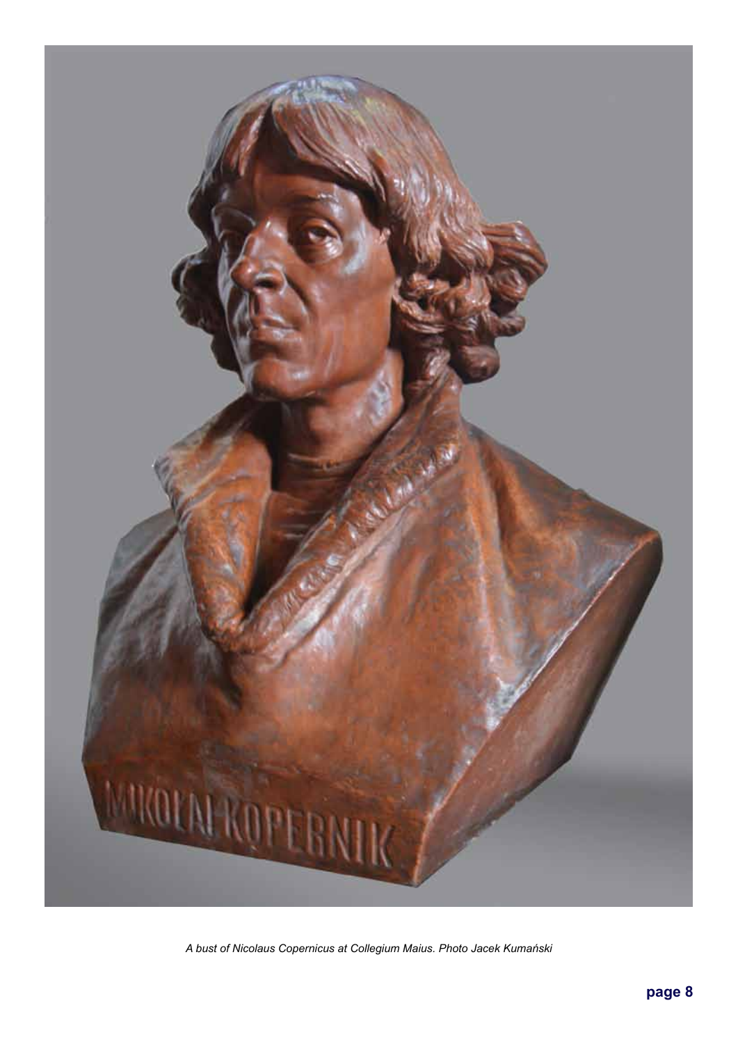*A bust of Nicolaus Copernicus at Collegium Maius. Photo Jacek Kumański*